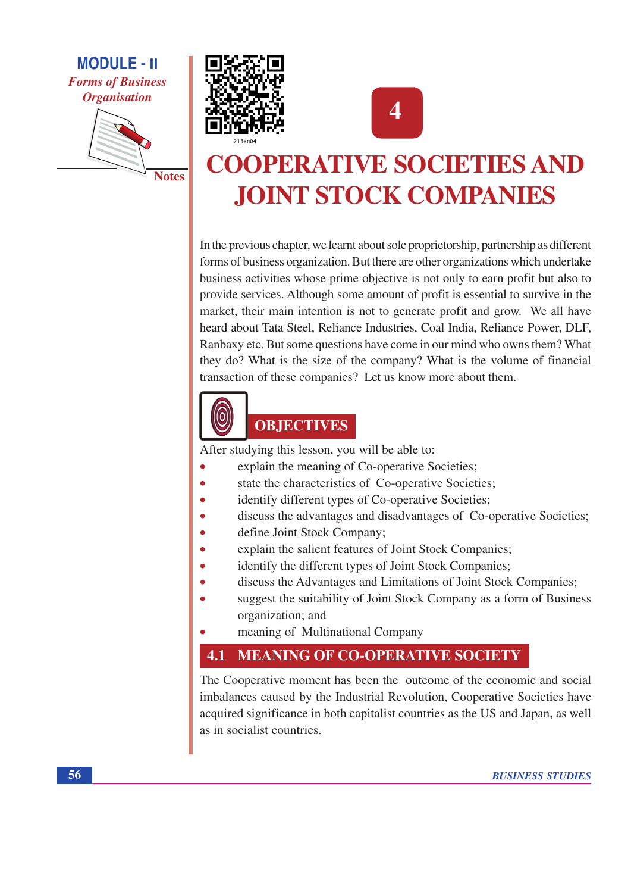# 4

# COOPERATIVE SOCIETIES AND JOINT STOCK COMPANIES

In the previous chapter, we learnt about sole proprietorship, partnership as different forms of business organization. But there are other organizations which undertake business activities whose prime objective is not only to earn profit but also to provide services. Although some amount of profit is essential to survive in the market, their main intention is not to generate profit and grow. We all have heard about Tata Steel, Reliance Industries, Coal India, Reliance Power, DLF, Ranbaxy etc. But some questions have come in our mind who owns them? What they do? What is the size of the company? What is the volume of financial transaction of these companies? Let us know more about them.

## OBJECTIVES

After studying this lesson, you will be able to:

- explain the meaning of Co-operative Societies;
- state the characteristics of Co-operative Societies;
- identify different types of Co-operative Societies;
- discuss the advantages and disadvantages of Co-operative Societies;
- define Joint Stock Company;
- explain the salient features of Joint Stock Companies;
- identify the different types of Joint Stock Companies;
- discuss the Advantages and Limitations of Joint Stock Companies;
- suggest the suitability of Joint Stock Company as a form of Business organization; and
- meaning of Multinational Company

## 4.1 MEANING OF CO-OPERATIVE SOCIETY

The Cooperative moment has been the outcome of the economic and social imbalances caused by the Industrial Revolution, Cooperative Societies have acquired significance in both capitalist countries as the US and Japan, as well as in socialist countries.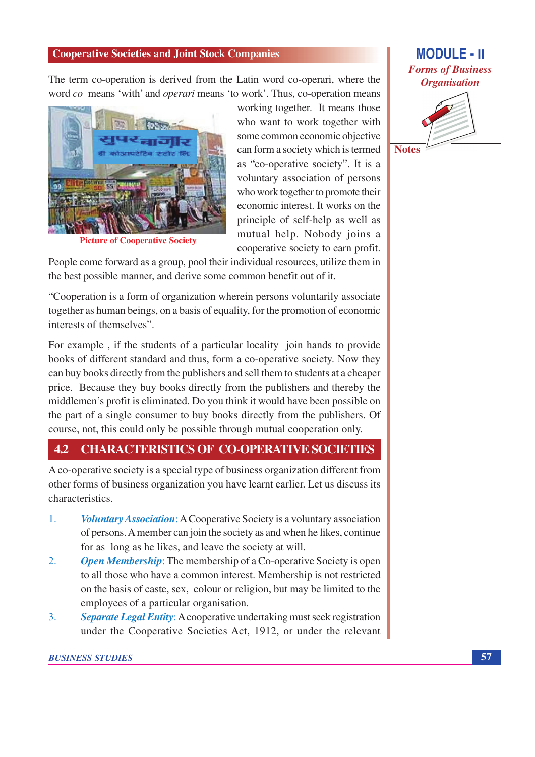## Cooperative Societies and Joint Stock Companies

The term co-operation is derived from the Latin word co-operari, where the word *co* means 'with' and *operari* means 'to work'. Thus, co-operation means working together. It means those who want to work together with some common economic objective can form a society which is termed as "co-operative society". It is a voluntary association of persons who work together to promote their economic interest. It works on the principle of self-help as well as mutual help. Nobody joins a cooperative society to earn profit. People come forward as a group, pool their individual resources, utilize them in the best possible manner, and derive some common benefit out of it.

Picture of Cooperative Society

"Cooperation is a form of organization wherein persons voluntarily associate together as human beings, on a basis of equality, for the promotion of economic interests of themselves".

For example , if the students of a particular locality join hands to provide books of different standard and thus, form a co-operative society. Now they can buy books directly from the publishers and sell them to students at a cheaper price. Because they buy books directly from the publishers and thereby the middlemen's profit is eliminated. Do you think it would have been possible on the part of a single consumer to buy books directly from the publishers. Of course, not, this could only be possible through mutual cooperation only.

## 4.2 CHARACTERISTICS OF CO-OPERATIVE SOCIETIES

A co-operative society is a special type of business organization different from other forms of business organization you have learnt earlier. Let us discuss its characteristics.

1. ***Voluntary Association***: A Cooperative Society is a voluntary association of persons. A member can join the society as and when he likes, continue for as long as he likes, and leave the society at will.
2. ***Open Membership***: The membership of a Co-operative Society is open to all those who have a common interest. Membership is not restricted on the basis of caste, sex, colour or religion, but may be limited to the employees of a particular organisation.
3. ***Separate Legal Entity***: A cooperative undertaking must seek registration under the Cooperative Societies Act, 1912, or under the relevant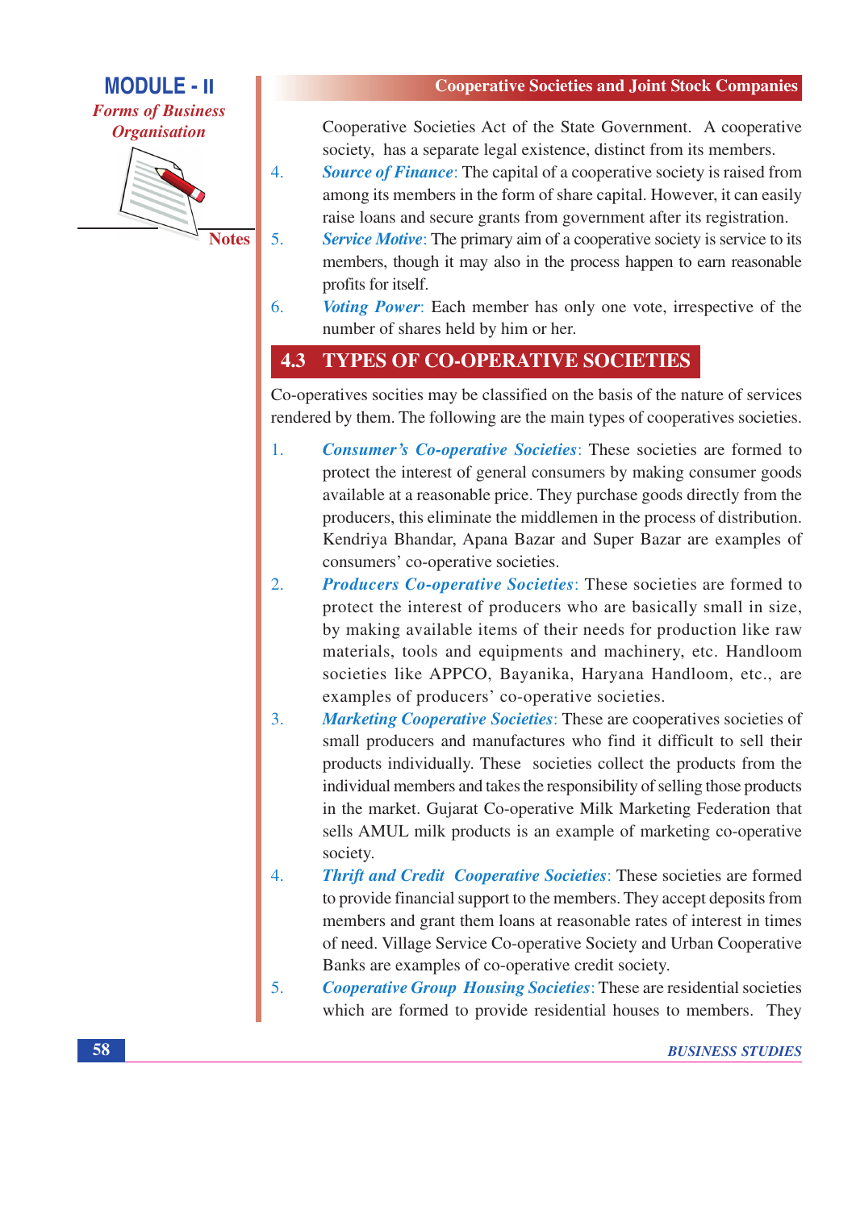Cooperative Societies Act of the State Government. A cooperative society, has a separate legal existence, distinct from its members.

4. ***Source of Finance***: The capital of a cooperative society is raised from among its members in the form of share capital. However, it can easily raise loans and secure grants from government after its registration.
5. ***Service Motive***: The primary aim of a cooperative society is service to its members, though it may also in the process happen to earn reasonable profits for itself.
6. ***Voting Power***: Each member has only one vote, irrespective of the number of shares held by him or her.

## 4.3 TYPES OF CO-OPERATIVE SOCIETIES

Co-operatives socities may be classified on the basis of the nature of services rendered by them. The following are the main types of cooperatives societies.

1. ***Consumer's Co-operative Societies***: These societies are formed to protect the interest of general consumers by making consumer goods available at a reasonable price. They purchase goods directly from the producers, this eliminate the middlemen in the process of distribution. Kendriya Bhandar, Apana Bazar and Super Bazar are examples of consumers' co-operative societies.
2. ***Producers Co-operative Societies***: These societies are formed to protect the interest of producers who are basically small in size, by making available items of their needs for production like raw materials, tools and equipments and machinery, etc. Handloom societies like APPCO, Bayanika, Haryana Handloom, etc., are examples of producers' co-operative societies.
3. ***Marketing Cooperative Societies***: These are cooperatives societies of small producers and manufactures who find it difficult to sell their products individually. These societies collect the products from the individual members and takes the responsibility of selling those products in the market. Gujarat Co-operative Milk Marketing Federation that sells AMUL milk products is an example of marketing co-operative society.
4. ***Thrift and Credit Cooperative Societies***: These societies are formed to provide financial support to the members. They accept deposits from members and grant them loans at reasonable rates of interest in times of need. Village Service Co-operative Society and Urban Cooperative Banks are examples of co-operative credit society.
5. ***Cooperative Group Housing Societies***: These are residential societies which are formed to provide residential houses to members. They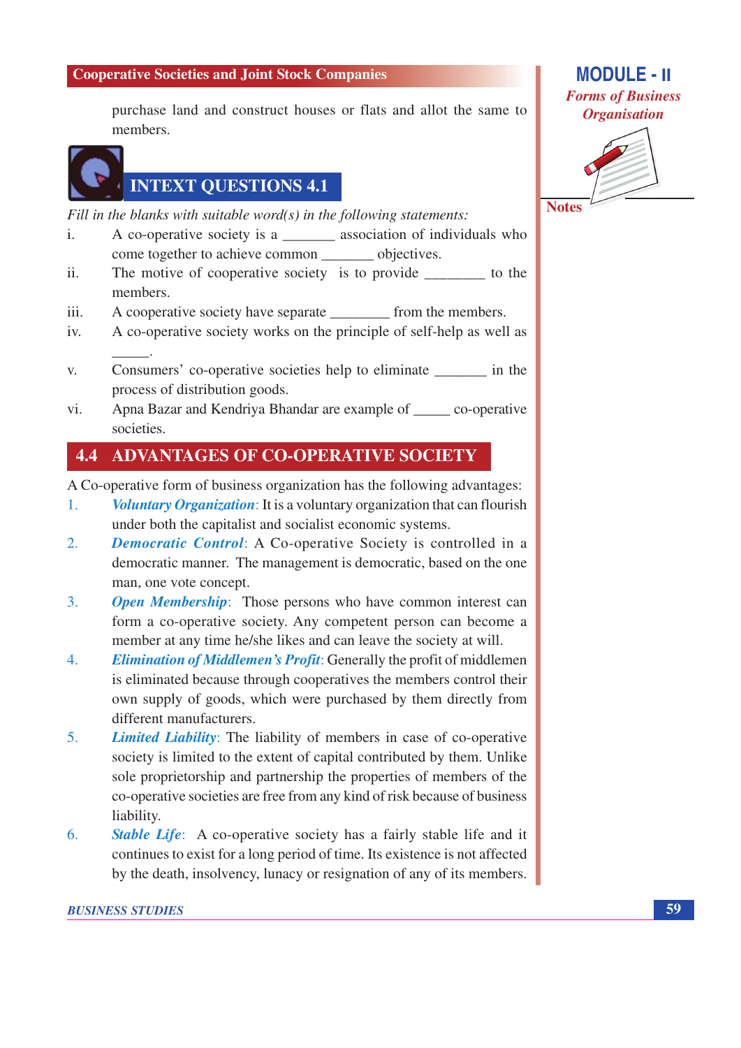purchase land and construct houses or flats and allot the same to members.

## INTEXT QUESTIONS 4.1

*Fill in the blanks with suitable word(s) in the following statements:*

i. A co-operative society is a _______ association of individuals who come together to achieve common _______ objectives.

ii. The motive of cooperative society is to provide ________ to the members.

iii. A cooperative society have separate ________ from the members.

iv. A co-operative society works on the principle of self-help as well as _____.

v. Consumers' co-operative societies help to eliminate _______ in the process of distribution goods.

vi. Apna Bazar and Kendriya Bhandar are example of _____ co-operative societies.

## 4.4 ADVANTAGES OF CO-OPERATIVE SOCIETY

A Co-operative form of business organization has the following advantages:

1. ***Voluntary Organization***: It is a voluntary organization that can flourish under both the capitalist and socialist economic systems.
2. ***Democratic Control***: A Co-operative Society is controlled in a democratic manner. The management is democratic, based on the one man, one vote concept.
3. ***Open Membership***: Those persons who have common interest can form a co-operative society. Any competent person can become a member at any time he/she likes and can leave the society at will.
4. ***Elimination of Middlemen's Profit***: Generally the profit of middlemen is eliminated because through cooperatives the members control their own supply of goods, which were purchased by them directly from different manufacturers.
5. ***Limited Liability***: The liability of members in case of co-operative society is limited to the extent of capital contributed by them. Unlike sole proprietorship and partnership the properties of members of the co-operative societies are free from any kind of risk because of business liability.
6. ***Stable Life***: A co-operative society has a fairly stable life and it continues to exist for a long period of time. Its existence is not affected by the death, insolvency, lunacy or resignation of any of its members.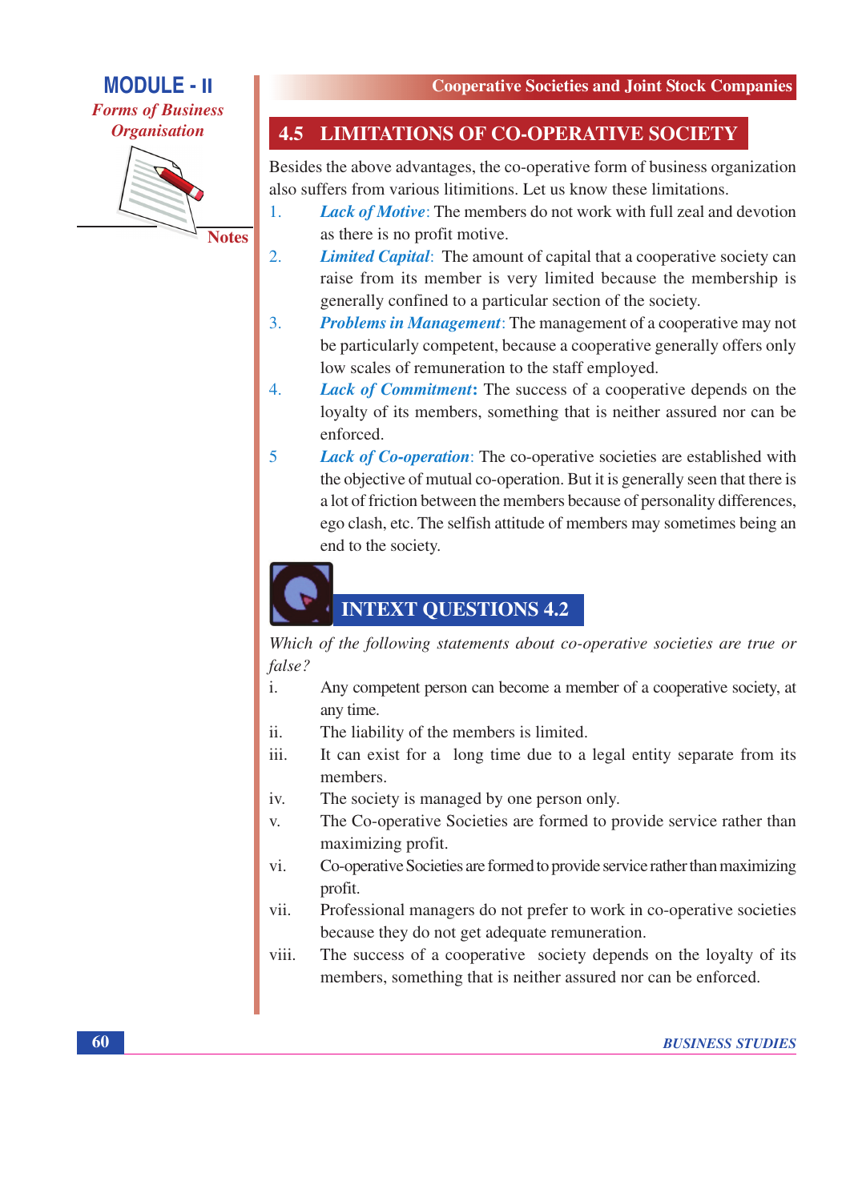## 4.5 LIMITATIONS OF CO-OPERATIVE SOCIETY

Besides the above advantages, the co-operative form of business organization also suffers from various litimitions. Let us know these limitations.

1. ***Lack of Motive***: The members do not work with full zeal and devotion as there is no profit motive.
2. ***Limited Capital***: The amount of capital that a cooperative society can raise from its member is very limited because the membership is generally confined to a particular section of the society.
3. ***Problems in Management***: The management of a cooperative may not be particularly competent, because a cooperative generally offers only low scales of remuneration to the staff employed.
4. ***Lack of Commitment*****:** The success of a cooperative depends on the loyalty of its members, something that is neither assured nor can be enforced.
5. ***Lack of Co-operation***: The co-operative societies are established with the objective of mutual co-operation. But it is generally seen that there is a lot of friction between the members because of personality differences, ego clash, etc. The selfish attitude of members may sometimes being an end to the society.

## INTEXT QUESTIONS 4.2

*Which of the following statements about co-operative societies are true or false?*

i. Any competent person can become a member of a cooperative society, at any time.

ii. The liability of the members is limited.

iii. It can exist for a long time due to a legal entity separate from its members.

iv. The society is managed by one person only.

v. The Co-operative Societies are formed to provide service rather than maximizing profit.

vi. Co-operative Societies are formed to provide service rather than maximizing profit.

vii. Professional managers do not prefer to work in co-operative societies because they do not get adequate remuneration.

viii. The success of a cooperative society depends on the loyalty of its members, something that is neither assured nor can be enforced.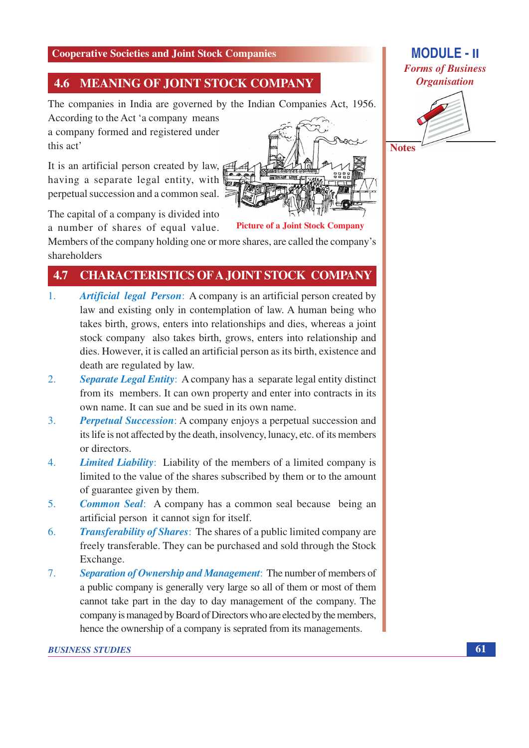## 4.6 MEANING OF JOINT STOCK COMPANY

The companies in India are governed by the Indian Companies Act, 1956. According to the Act 'a company means a company formed and registered under this act'

It is an artificial person created by law, having a separate legal entity, with perpetual succession and a common seal.

The capital of a company is divided into a number of shares of equal value. Members of the company holding one or more shares, are called the company's shareholders

Picture of a Joint Stock Company

## 4.7 CHARACTERISTICS OF A JOINT STOCK COMPANY

1. ***Artificial legal Person***: A company is an artificial person created by law and existing only in contemplation of law. A human being who takes birth, grows, enters into relationships and dies, whereas a joint stock company also takes birth, grows, enters into relationship and dies. However, it is called an artificial person as its birth, existence and death are regulated by law.
2. ***Separate Legal Entity***: A company has a separate legal entity distinct from its members. It can own property and enter into contracts in its own name. It can sue and be sued in its own name.
3. ***Perpetual Succession***: A company enjoys a perpetual succession and its life is not affected by the death, insolvency, lunacy, etc. of its members or directors.
4. ***Limited Liability***: Liability of the members of a limited company is limited to the value of the shares subscribed by them or to the amount of guarantee given by them.
5. ***Common Seal***: A company has a common seal because being an artificial person it cannot sign for itself.
6. ***Transferability of Shares***: The shares of a public limited company are freely transferable. They can be purchased and sold through the Stock Exchange.
7. ***Separation of Ownership and Management***: The number of members of a public company is generally very large so all of them or most of them cannot take part in the day to day management of the company. The company is managed by Board of Directors who are elected by the members, hence the ownership of a company is seprated from its managements.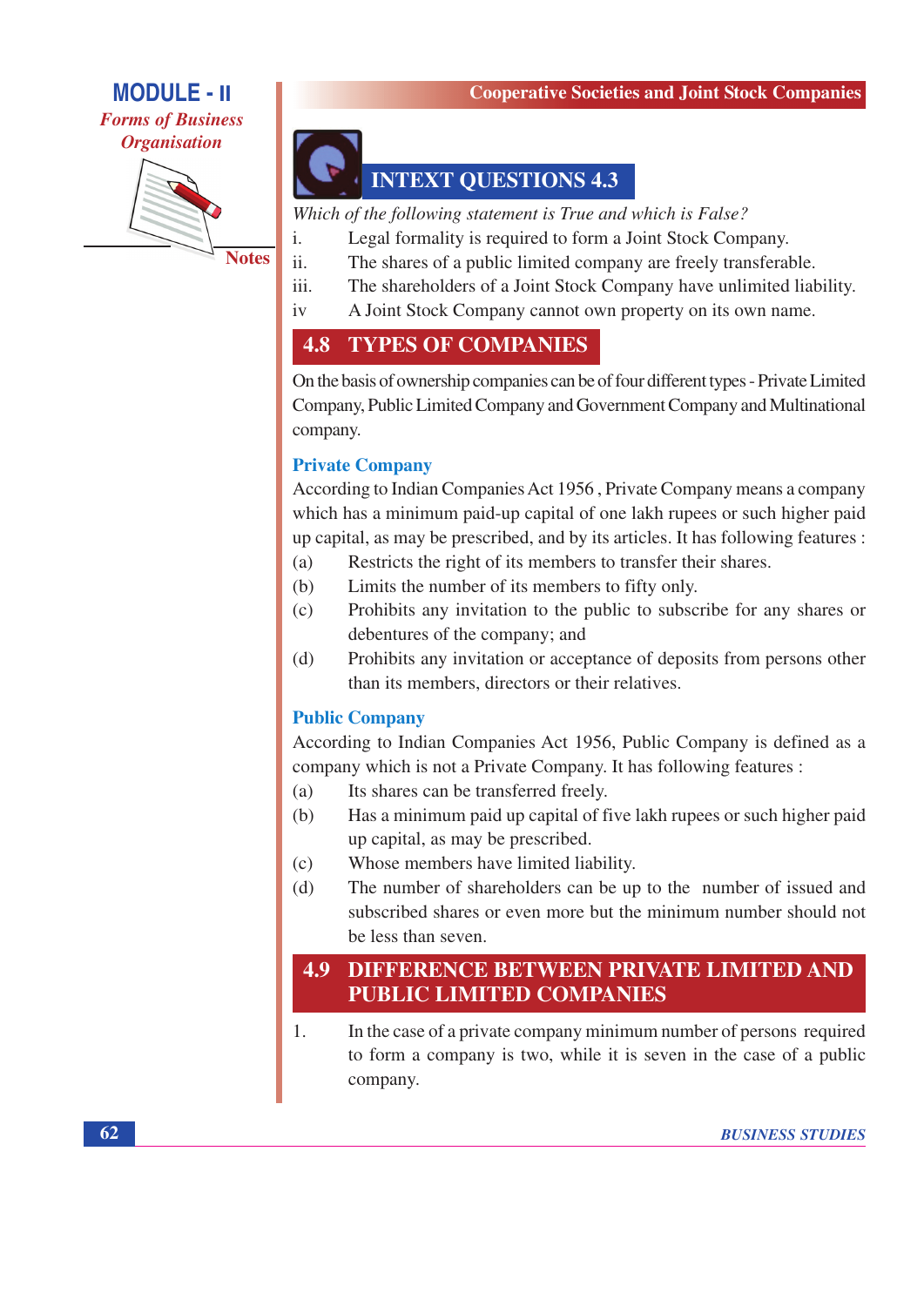## INTEXT QUESTIONS 4.3

*Which of the following statement is True and which is False?*

i. Legal formality is required to form a Joint Stock Company.

ii. The shares of a public limited company are freely transferable.

iii. The shareholders of a Joint Stock Company have unlimited liability.

iv A Joint Stock Company cannot own property on its own name.

## 4.8 TYPES OF COMPANIES

On the basis of ownership companies can be of four different types - Private Limited Company, Public Limited Company and Government Company and Multinational company.

### Private Company

According to Indian Companies Act 1956 , Private Company means a company which has a minimum paid-up capital of one lakh rupees or such higher paid up capital, as may be prescribed, and by its articles. It has following features :

(a) Restricts the right of its members to transfer their shares.

(b) Limits the number of its members to fifty only.

(c) Prohibits any invitation to the public to subscribe for any shares or debentures of the company; and

(d) Prohibits any invitation or acceptance of deposits from persons other than its members, directors or their relatives.

### Public Company

According to Indian Companies Act 1956, Public Company is defined as a company which is not a Private Company. It has following features :

(a) Its shares can be transferred freely.

(b) Has a minimum paid up capital of five lakh rupees or such higher paid up capital, as may be prescribed.

(c) Whose members have limited liability.

(d) The number of shareholders can be up to the number of issued and subscribed shares or even more but the minimum number should not be less than seven.

## 4.9 DIFFERENCE BETWEEN PRIVATE LIMITED AND PUBLIC LIMITED COMPANIES

1. In the case of a private company minimum number of persons required to form a company is two, while it is seven in the case of a public company.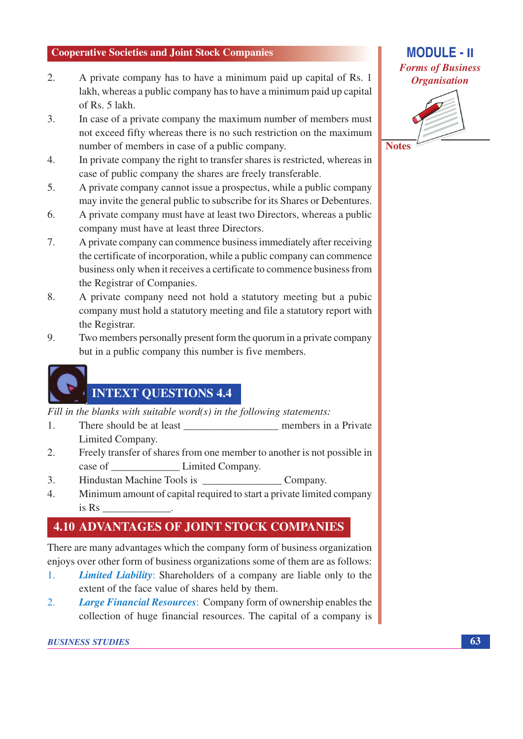2. A private company has to have a minimum paid up capital of Rs. 1 lakh, whereas a public company has to have a minimum paid up capital of Rs. 5 lakh.
3. In case of a private company the maximum number of members must not exceed fifty whereas there is no such restriction on the maximum number of members in case of a public company.
4. In private company the right to transfer shares is restricted, whereas in case of public company the shares are freely transferable.
5. A private company cannot issue a prospectus, while a public company may invite the general public to subscribe for its Shares or Debentures.
6. A private company must have at least two Directors, whereas a public company must have at least three Directors.
7. A private company can commence business immediately after receiving the certificate of incorporation, while a public company can commence business only when it receives a certificate to commence business from the Registrar of Companies.
8. A private company need not hold a statutory meeting but a pubic company must hold a statutory meeting and file a statutory report with the Registrar.
9. Two members personally present form the quorum in a private company but in a public company this number is five members.

## INTEXT QUESTIONS 4.4

*Fill in the blanks with suitable word(s) in the following statements:*

1. There should be at least _________________ members in a Private Limited Company.
2. Freely transfer of shares from one member to another is not possible in case of _____________ Limited Company.
3. Hindustan Machine Tools is _______________ Company.
4. Minimum amount of capital required to start a private limited company is Rs _____________.

## 4.10 ADVANTAGES OF JOINT STOCK COMPANIES

There are many advantages which the company form of business organization enjoys over other form of business organizations some of them are as follows:

1. ***Limited Liability***: Shareholders of a company are liable only to the extent of the face value of shares held by them.
2. ***Large Financial Resources***: Company form of ownership enables the collection of huge financial resources. The capital of a company is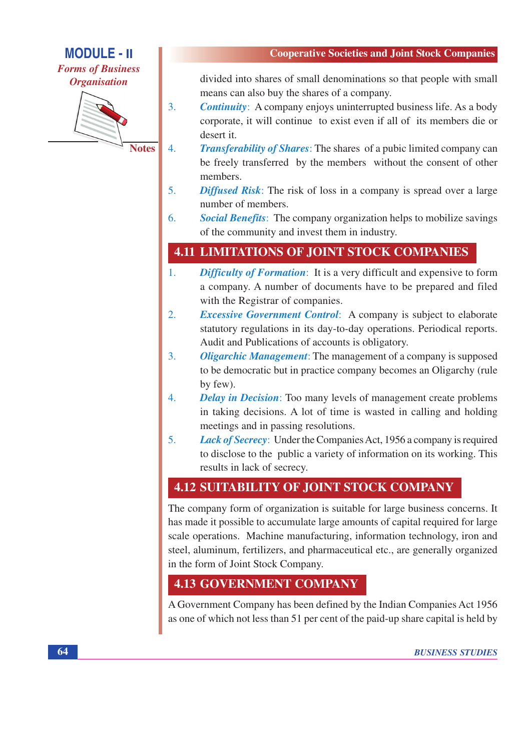divided into shares of small denominations so that people with small means can also buy the shares of a company.

3. ***Continuity***: A company enjoys uninterrupted business life. As a body corporate, it will continue to exist even if all of its members die or desert it.
4. ***Transferability of Shares***: The shares of a pubic limited company can be freely transferred by the members without the consent of other members.
5. ***Diffused Risk***: The risk of loss in a company is spread over a large number of members.
6. ***Social Benefits***: The company organization helps to mobilize savings of the community and invest them in industry.

## 4.11 LIMITATIONS OF JOINT STOCK COMPANIES

1. ***Difficulty of Formation***: It is a very difficult and expensive to form a company. A number of documents have to be prepared and filed with the Registrar of companies.
2. ***Excessive Government Control***: A company is subject to elaborate statutory regulations in its day-to-day operations. Periodical reports. Audit and Publications of accounts is obligatory.
3. ***Oligarchic Management***: The management of a company is supposed to be democratic but in practice company becomes an Oligarchy (rule by few).
4. ***Delay in Decision***: Too many levels of management create problems in taking decisions. A lot of time is wasted in calling and holding meetings and in passing resolutions.
5. ***Lack of Secrecy***: Under the Companies Act, 1956 a company is required to disclose to the public a variety of information on its working. This results in lack of secrecy.

## 4.12 SUITABILITY OF JOINT STOCK COMPANY

The company form of organization is suitable for large business concerns. It has made it possible to accumulate large amounts of capital required for large scale operations. Machine manufacturing, information technology, iron and steel, aluminum, fertilizers, and pharmaceutical etc., are generally organized in the form of Joint Stock Company.

## 4.13 GOVERNMENT COMPANY

A Government Company has been defined by the Indian Companies Act 1956 as one of which not less than 51 per cent of the paid-up share capital is held by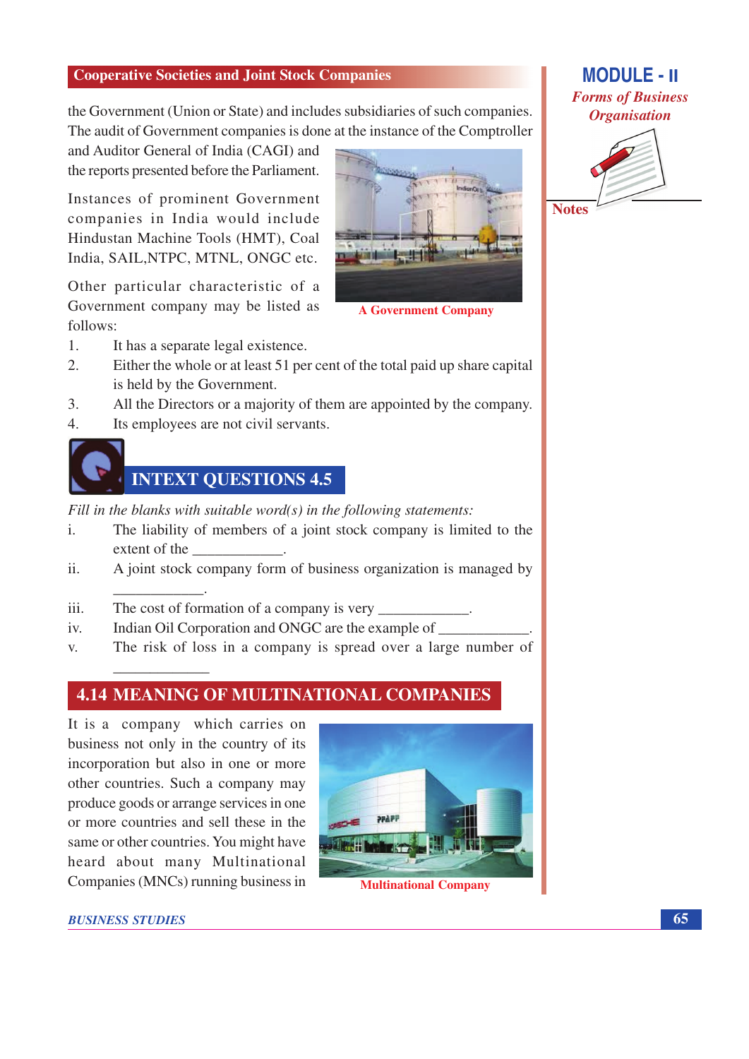the Government (Union or State) and includes subsidiaries of such companies. The audit of Government companies is done at the instance of the Comptroller and Auditor General of India (CAGI) and the reports presented before the Parliament.

Instances of prominent Government companies in India would include Hindustan Machine Tools (HMT), Coal India, SAIL,NTPC, MTNL, ONGC etc.

A Government Company

Other particular characteristic of a Government company may be listed as follows:

1. It has a separate legal existence.
2. Either the whole or at least 51 per cent of the total paid up share capital is held by the Government.
3. All the Directors or a majority of them are appointed by the company.
4. Its employees are not civil servants.

## INTEXT QUESTIONS 4.5

*Fill in the blanks with suitable word(s) in the following statements:*

i. The liability of members of a joint stock company is limited to the extent of the ____________.

ii. A joint stock company form of business organization is managed by ____________.

iii. The cost of formation of a company is very ____________.

iv. Indian Oil Corporation and ONGC are the example of ____________.

v. The risk of loss in a company is spread over a large number of ____________

## 4.14 MEANING OF MULTINATIONAL COMPANIES

It is a company which carries on business not only in the country of its incorporation but also in one or more other countries. Such a company may produce goods or arrange services in one or more countries and sell these in the same or other countries. You might have heard about many Multinational Companies (MNCs) running business in

Multinational Company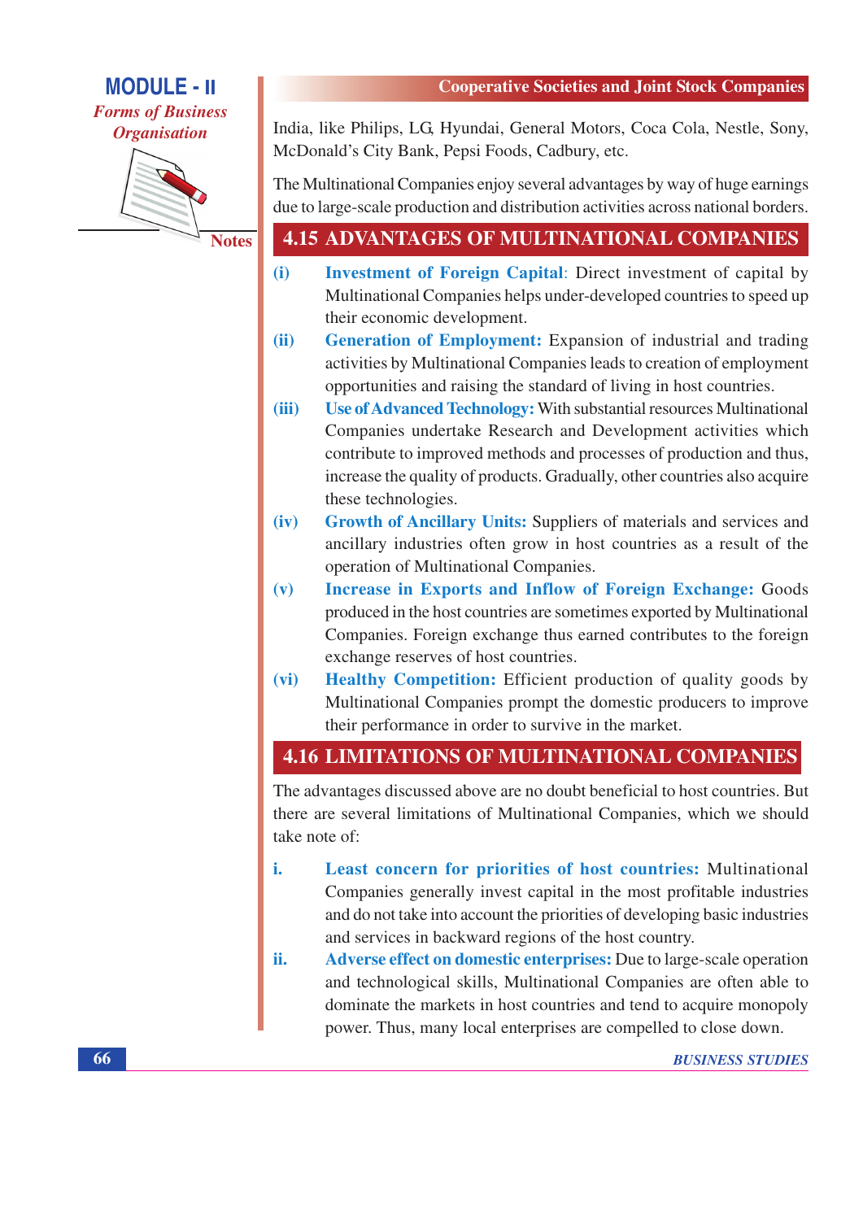India, like Philips, LG, Hyundai, General Motors, Coca Cola, Nestle, Sony, McDonald's City Bank, Pepsi Foods, Cadbury, etc.

The Multinational Companies enjoy several advantages by way of huge earnings due to large-scale production and distribution activities across national borders.

## 4.15 ADVANTAGES OF MULTINATIONAL COMPANIES

(i) **Investment of Foreign Capital**: Direct investment of capital by Multinational Companies helps under-developed countries to speed up their economic development.

(ii) **Generation of Employment:** Expansion of industrial and trading activities by Multinational Companies leads to creation of employment opportunities and raising the standard of living in host countries.

(iii) **Use of Advanced Technology:** With substantial resources Multinational Companies undertake Research and Development activities which contribute to improved methods and processes of production and thus, increase the quality of products. Gradually, other countries also acquire these technologies.

(iv) **Growth of Ancillary Units:** Suppliers of materials and services and ancillary industries often grow in host countries as a result of the operation of Multinational Companies.

(v) **Increase in Exports and Inflow of Foreign Exchange:** Goods produced in the host countries are sometimes exported by Multinational Companies. Foreign exchange thus earned contributes to the foreign exchange reserves of host countries.

(vi) **Healthy Competition:** Efficient production of quality goods by Multinational Companies prompt the domestic producers to improve their performance in order to survive in the market.

## 4.16 LIMITATIONS OF MULTINATIONAL COMPANIES

The advantages discussed above are no doubt beneficial to host countries. But there are several limitations of Multinational Companies, which we should take note of:

i. **Least concern for priorities of host countries:** Multinational Companies generally invest capital in the most profitable industries and do not take into account the priorities of developing basic industries and services in backward regions of the host country.

ii. **Adverse effect on domestic enterprises:** Due to large-scale operation and technological skills, Multinational Companies are often able to dominate the markets in host countries and tend to acquire monopoly power. Thus, many local enterprises are compelled to close down.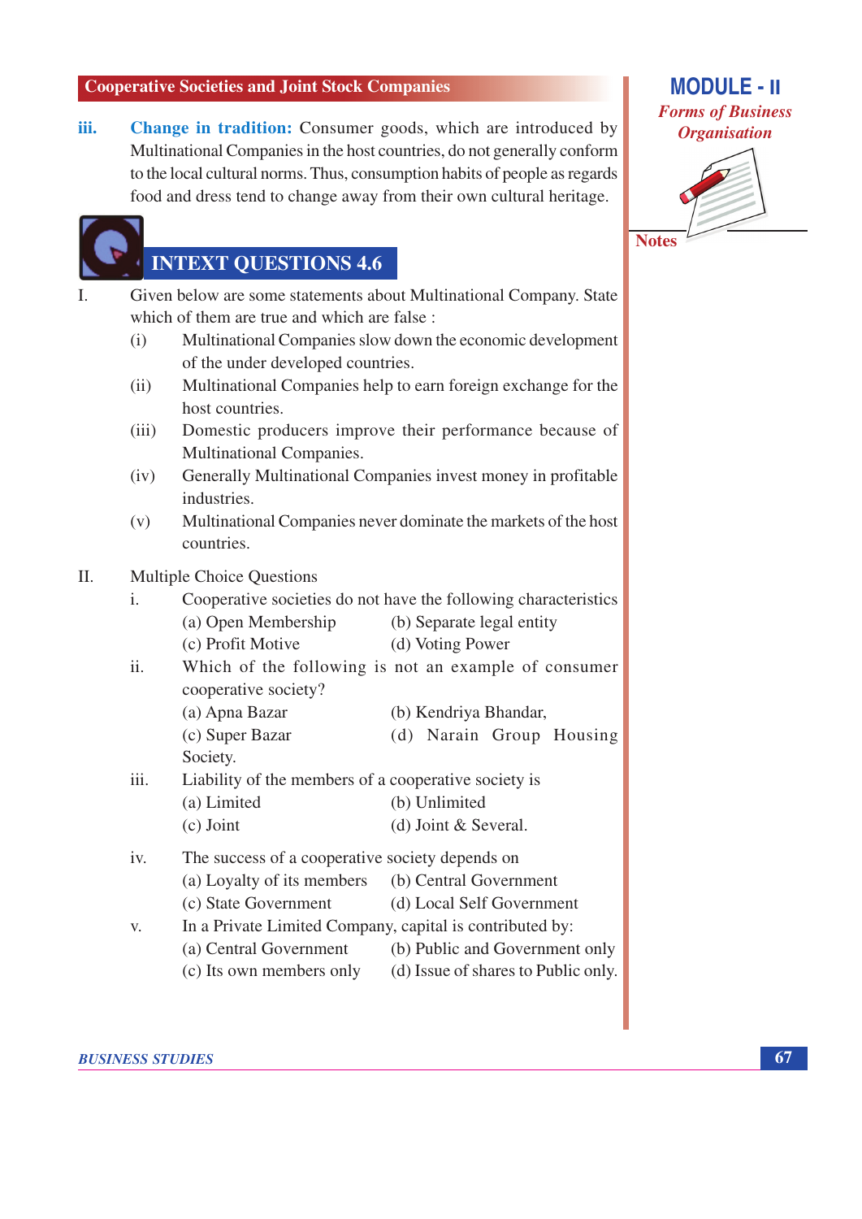iii. **Change in tradition:** Consumer goods, which are introduced by Multinational Companies in the host countries, do not generally conform to the local cultural norms. Thus, consumption habits of people as regards food and dress tend to change away from their own cultural heritage.

## INTEXT QUESTIONS 4.6

I. Given below are some statements about Multinational Company. State which of them are true and which are false :

(i) Multinational Companies slow down the economic development of the under developed countries.

(ii) Multinational Companies help to earn foreign exchange for the host countries.

(iii) Domestic producers improve their performance because of Multinational Companies.

(iv) Generally Multinational Companies invest money in profitable industries.

(v) Multinational Companies never dominate the markets of the host countries.

II. Multiple Choice Questions

i. Cooperative societies do not have the following characteristics

(a) Open Membership (b) Separate legal entity
(c) Profit Motive (d) Voting Power

ii. Which of the following is not an example of consumer cooperative society?

(a) Apna Bazar (b) Kendriya Bhandar,
(c) Super Bazar (d) Narain Group Housing Society.

iii. Liability of the members of a cooperative society is

(a) Limited (b) Unlimited
(c) Joint (d) Joint & Several.

iv. The success of a cooperative society depends on

(a) Loyalty of its members (b) Central Government
(c) State Government (d) Local Self Government

v. In a Private Limited Company, capital is contributed by:

(a) Central Government (b) Public and Government only
(c) Its own members only (d) Issue of shares to Public only.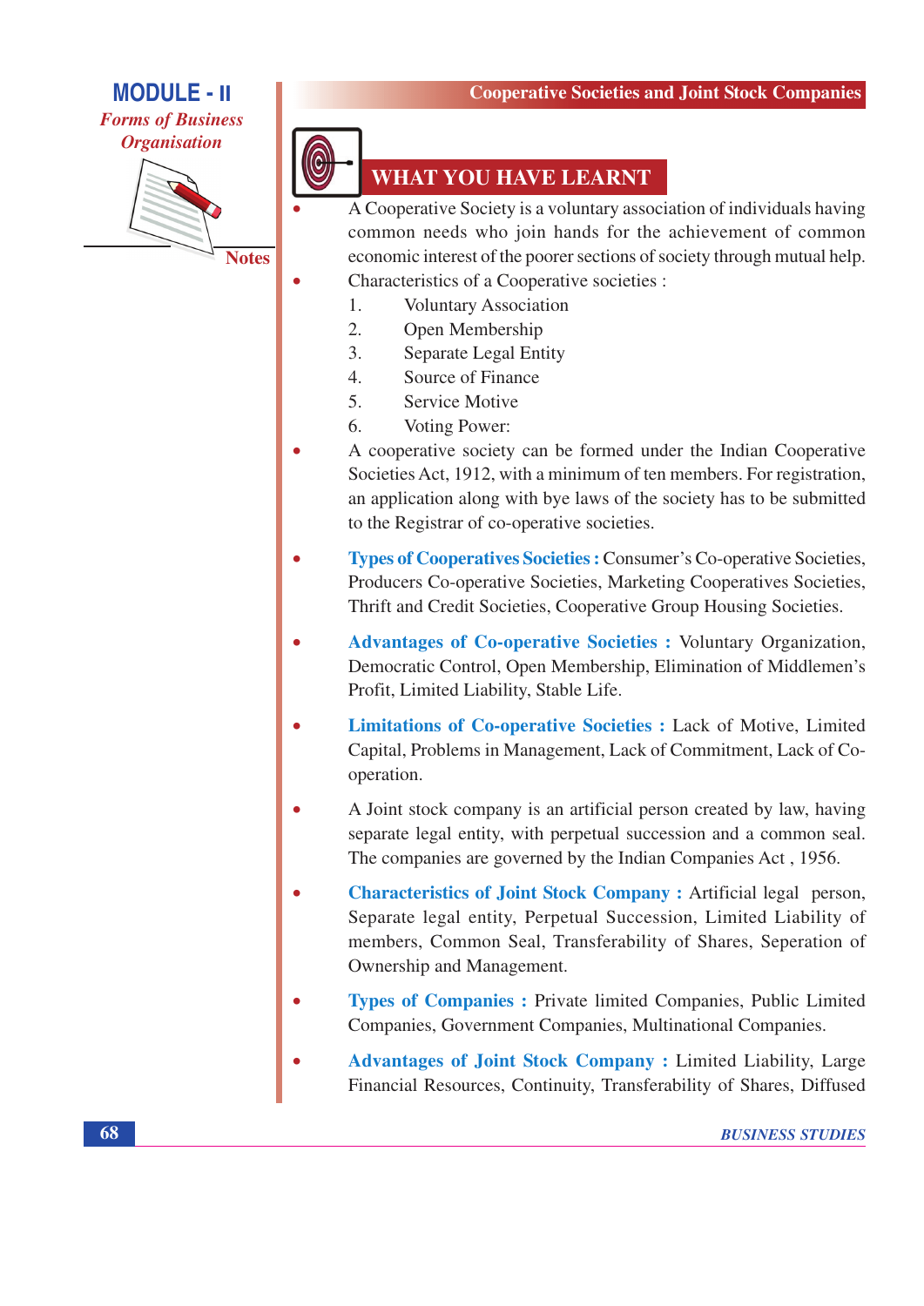## WHAT YOU HAVE LEARNT

- A Cooperative Society is a voluntary association of individuals having common needs who join hands for the achievement of common economic interest of the poorer sections of society through mutual help.
- Characteristics of a Cooperative societies :
  1. Voluntary Association
  2. Open Membership
  3. Separate Legal Entity
  4. Source of Finance
  5. Service Motive
  6. Voting Power:
- A cooperative society can be formed under the Indian Cooperative Societies Act, 1912, with a minimum of ten members. For registration, an application along with bye laws of the society has to be submitted to the Registrar of co-operative societies.
- **Types of Cooperatives Societies :** Consumer's Co-operative Societies, Producers Co-operative Societies, Marketing Cooperatives Societies, Thrift and Credit Societies, Cooperative Group Housing Societies.
- **Advantages of Co-operative Societies :** Voluntary Organization, Democratic Control, Open Membership, Elimination of Middlemen's Profit, Limited Liability, Stable Life.
- **Limitations of Co-operative Societies :** Lack of Motive, Limited Capital, Problems in Management, Lack of Commitment, Lack of Co-operation.
- A Joint stock company is an artificial person created by law, having separate legal entity, with perpetual succession and a common seal. The companies are governed by the Indian Companies Act , 1956.
- **Characteristics of Joint Stock Company :** Artificial legal person, Separate legal entity, Perpetual Succession, Limited Liability of members, Common Seal, Transferability of Shares, Seperation of Ownership and Management.
- **Types of Companies :** Private limited Companies, Public Limited Companies, Government Companies, Multinational Companies.
- **Advantages of Joint Stock Company :** Limited Liability, Large Financial Resources, Continuity, Transferability of Shares, Diffused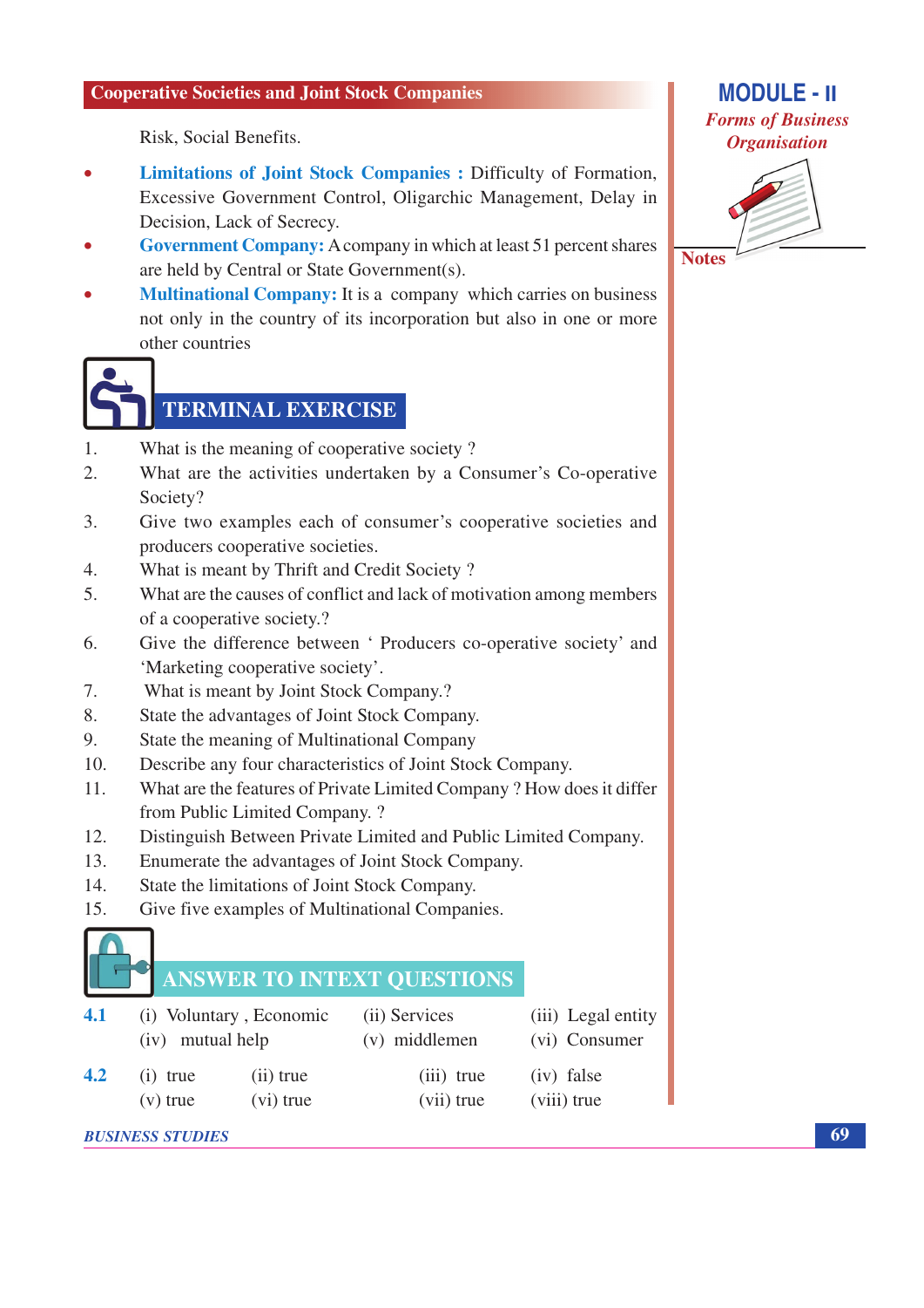Risk, Social Benefits.

- **Limitations of Joint Stock Companies :** Difficulty of Formation, Excessive Government Control, Oligarchic Management, Delay in Decision, Lack of Secrecy.
- **Government Company:** A company in which at least 51 percent shares are held by Central or State Government(s).
- **Multinational Company:** It is a company which carries on business not only in the country of its incorporation but also in one or more other countries

## TERMINAL EXERCISE

1. What is the meaning of cooperative society ?
2. What are the activities undertaken by a Consumer's Co-operative Society?
3. Give two examples each of consumer's cooperative societies and producers cooperative societies.
4. What is meant by Thrift and Credit Society ?
5. What are the causes of conflict and lack of motivation among members of a cooperative society.?
6. Give the difference between ' Producers co-operative society' and 'Marketing cooperative society'.
7. What is meant by Joint Stock Company.?
8. State the advantages of Joint Stock Company.
9. State the meaning of Multinational Company
10. Describe any four characteristics of Joint Stock Company.
11. What are the features of Private Limited Company ? How does it differ from Public Limited Company. ?
12. Distinguish Between Private Limited and Public Limited Company.
13. Enumerate the advantages of Joint Stock Company.
14. State the limitations of Joint Stock Company.
15. Give five examples of Multinational Companies.

## ANSWER TO INTEXT QUESTIONS

**4.1** (i) Voluntary , Economic (ii) Services (iii) Legal entity (iv) mutual help (v) middlemen (vi) Consumer

**4.2** (i) true (ii) true (iii) true (iv) false (v) true (vi) true (vii) true (viii) true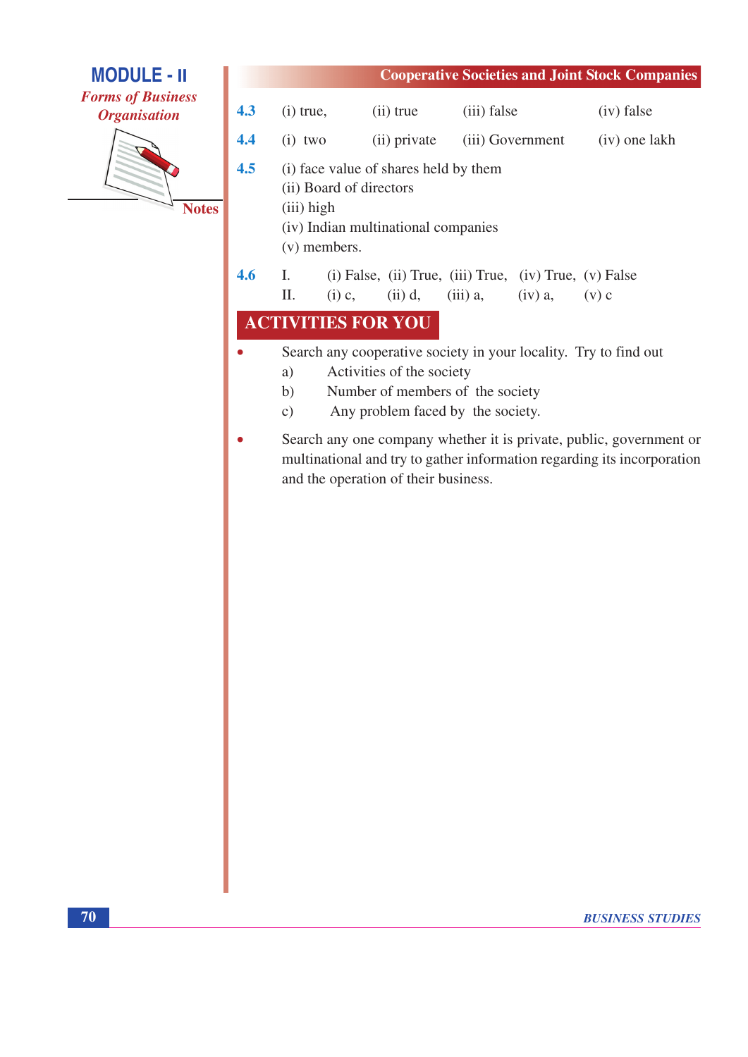4.3 (i) true, (ii) true (iii) false (iv) false

4.4 (i) two (ii) private (iii) Government (iv) one lakh

4.5 (i) face value of shares held by them
(ii) Board of directors
(iii) high
(iv) Indian multinational companies
(v) members.

4.6 I. (i) False, (ii) True, (iii) True, (iv) True, (v) False
II. (i) c, (ii) d, (iii) a, (iv) a, (v) c

## ACTIVITIES FOR YOU

- Search any cooperative society in your locality. Try to find out
  a) Activities of the society
  b) Number of members of the society
  c) Any problem faced by the society.
- Search any one company whether it is private, public, government or multinational and try to gather information regarding its incorporation and the operation of their business.